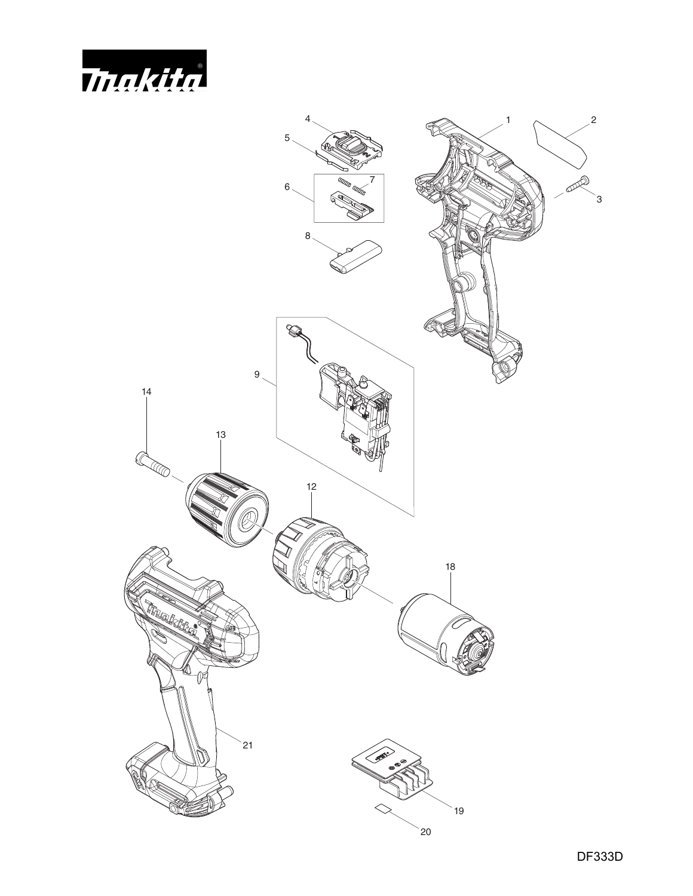DF333D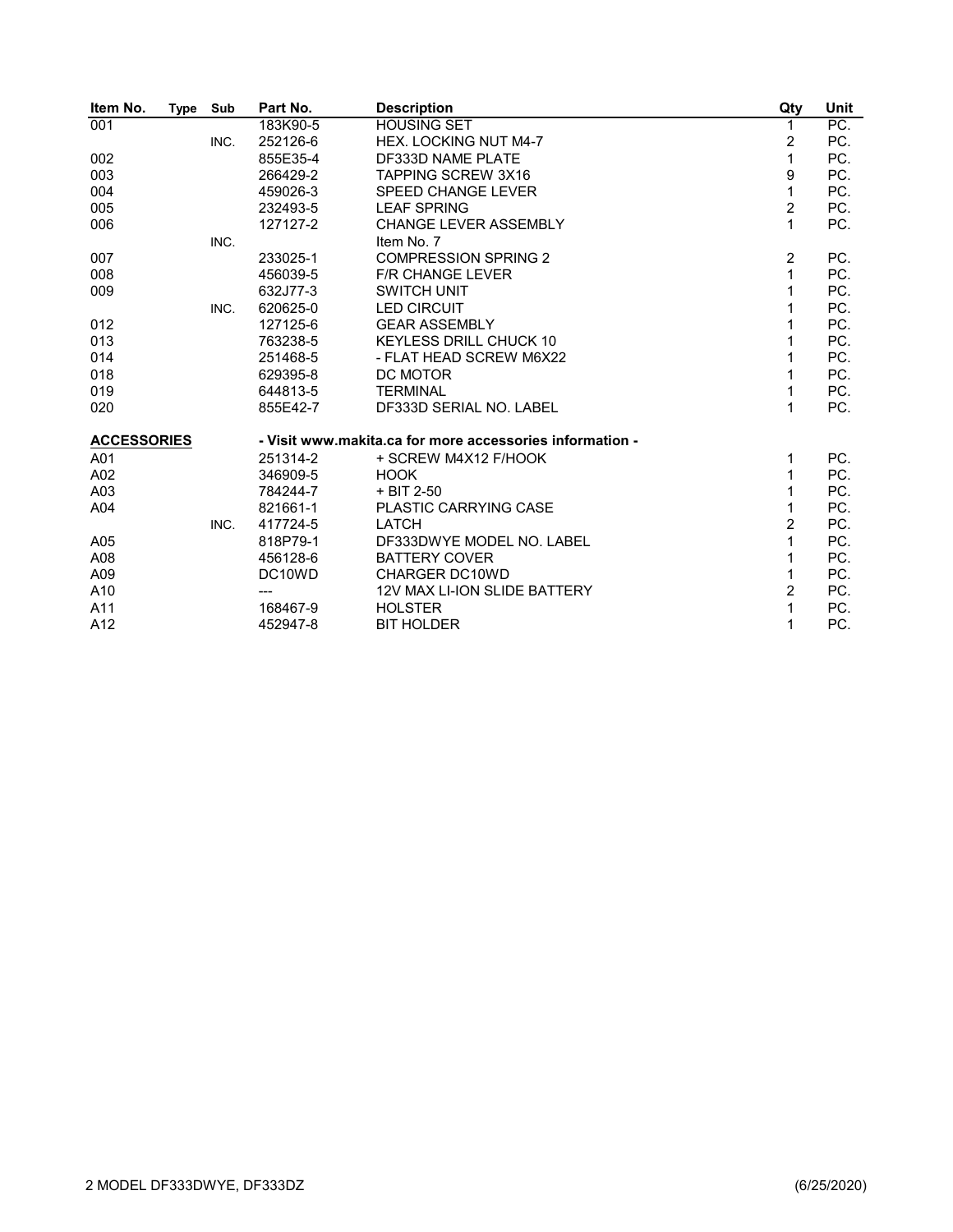| Item No. | Type | Sub | Part No. | Description | Qty | Unit |
|---|---|---|---|---|---|---|
| 001 | | | 183K90-5 | HOUSING SET | 1 | PC. |
| | | INC. | 252126-6 | HEX. LOCKING NUT M4-7 | 2 | PC. |
| 002 | | | 855E35-4 | DF333D NAME PLATE | 1 | PC. |
| 003 | | | 266429-2 | TAPPING SCREW 3X16 | 9 | PC. |
| 004 | | | 459026-3 | SPEED CHANGE LEVER | 1 | PC. |
| 005 | | | 232493-5 | LEAF SPRING | 2 | PC. |
| 006 | | | 127127-2 | CHANGE LEVER ASSEMBLY | 1 | PC. |
| | | INC. | | Item No. 7 | | |
| 007 | | | 233025-1 | COMPRESSION SPRING 2 | 2 | PC. |
| 008 | | | 456039-5 | F/R CHANGE LEVER | 1 | PC. |
| 009 | | | 632J77-3 | SWITCH UNIT | 1 | PC. |
| | | INC. | 620625-0 | LED CIRCUIT | 1 | PC. |
| 012 | | | 127125-6 | GEAR ASSEMBLY | 1 | PC. |
| 013 | | | 763238-5 | KEYLESS DRILL CHUCK 10 | 1 | PC. |
| 014 | | | 251468-5 | - FLAT HEAD SCREW M6X22 | 1 | PC. |
| 018 | | | 629395-8 | DC MOTOR | 1 | PC. |
| 019 | | | 644813-5 | TERMINAL | 1 | PC. |
| 020 | | | 855E42-7 | DF333D SERIAL NO. LABEL | 1 | PC. |
| **ACCESSORIES** | | | **- Visit www.makita.ca for more accessories information -** | | | |
| A01 | | | 251314-2 | + SCREW M4X12 F/HOOK | 1 | PC. |
| A02 | | | 346909-5 | HOOK | 1 | PC. |
| A03 | | | 784244-7 | + BIT 2-50 | 1 | PC. |
| A04 | | | 821661-1 | PLASTIC CARRYING CASE | 1 | PC. |
| | | INC. | 417724-5 | LATCH | 2 | PC. |
| A05 | | | 818P79-1 | DF333DWYE MODEL NO. LABEL | 1 | PC. |
| A08 | | | 456128-6 | BATTERY COVER | 1 | PC. |
| A09 | | | DC10WD | CHARGER DC10WD | 1 | PC. |
| A10 | | | --- | 12V MAX LI-ION SLIDE BATTERY | 2 | PC. |
| A11 | | | 168467-9 | HOLSTER | 1 | PC. |
| A12 | | | 452947-8 | BIT HOLDER | 1 | PC. |